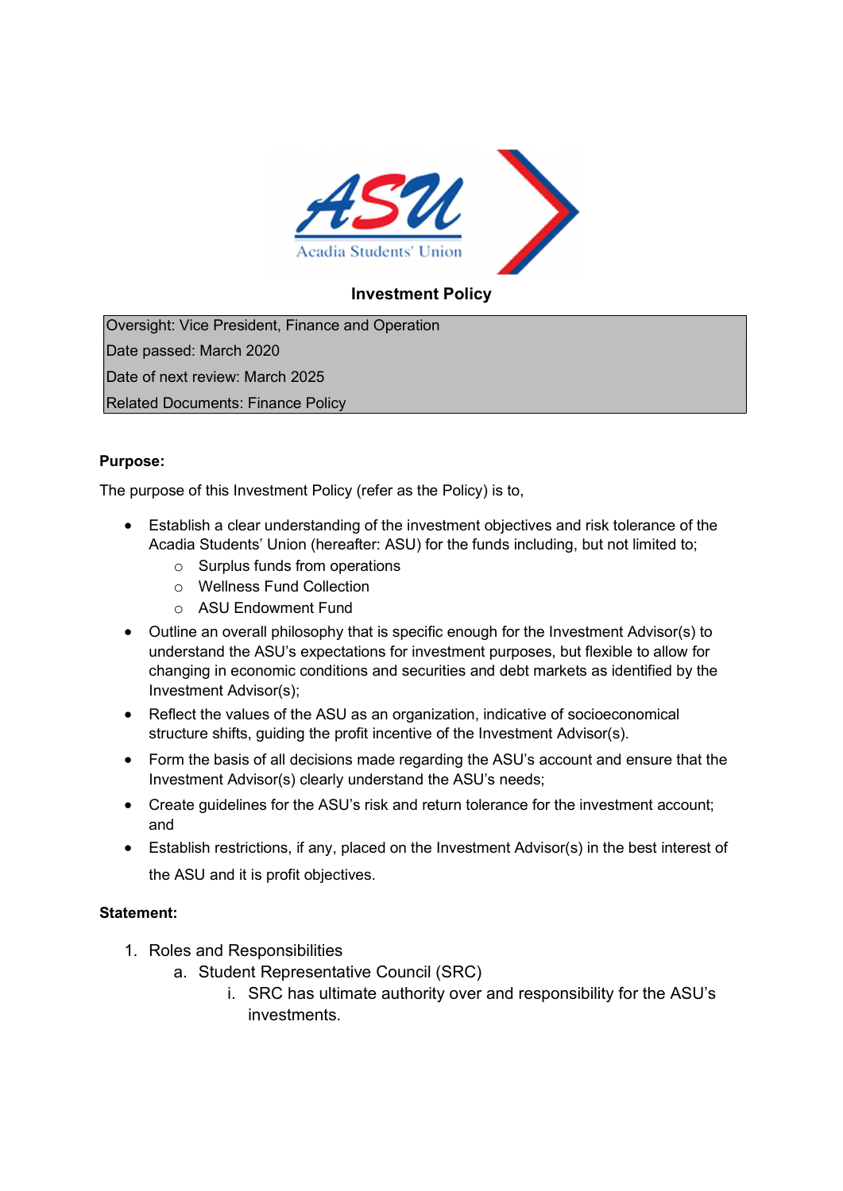# Investment Policy

| Oversight: Vice President, Finance and Operation |
|---|
| Date passed: March 2020 |
| Date of next review: March 2025 |
| Related Documents: Finance Policy |

**Purpose:**

The purpose of this Investment Policy (refer as the Policy) is to,

- Establish a clear understanding of the investment objectives and risk tolerance of the Acadia Students' Union (hereafter: ASU) for the funds including, but not limited to;
  - Surplus funds from operations
  - Wellness Fund Collection
  - ASU Endowment Fund
- Outline an overall philosophy that is specific enough for the Investment Advisor(s) to understand the ASU's expectations for investment purposes, but flexible to allow for changing in economic conditions and securities and debt markets as identified by the Investment Advisor(s);
- Reflect the values of the ASU as an organization, indicative of socioeconomical structure shifts, guiding the profit incentive of the Investment Advisor(s).
- Form the basis of all decisions made regarding the ASU's account and ensure that the Investment Advisor(s) clearly understand the ASU's needs;
- Create guidelines for the ASU's risk and return tolerance for the investment account; and
- Establish restrictions, if any, placed on the Investment Advisor(s) in the best interest of the ASU and it is profit objectives.

**Statement:**

1. Roles and Responsibilities
   a. Student Representative Council (SRC)
      i. SRC has ultimate authority over and responsibility for the ASU's investments.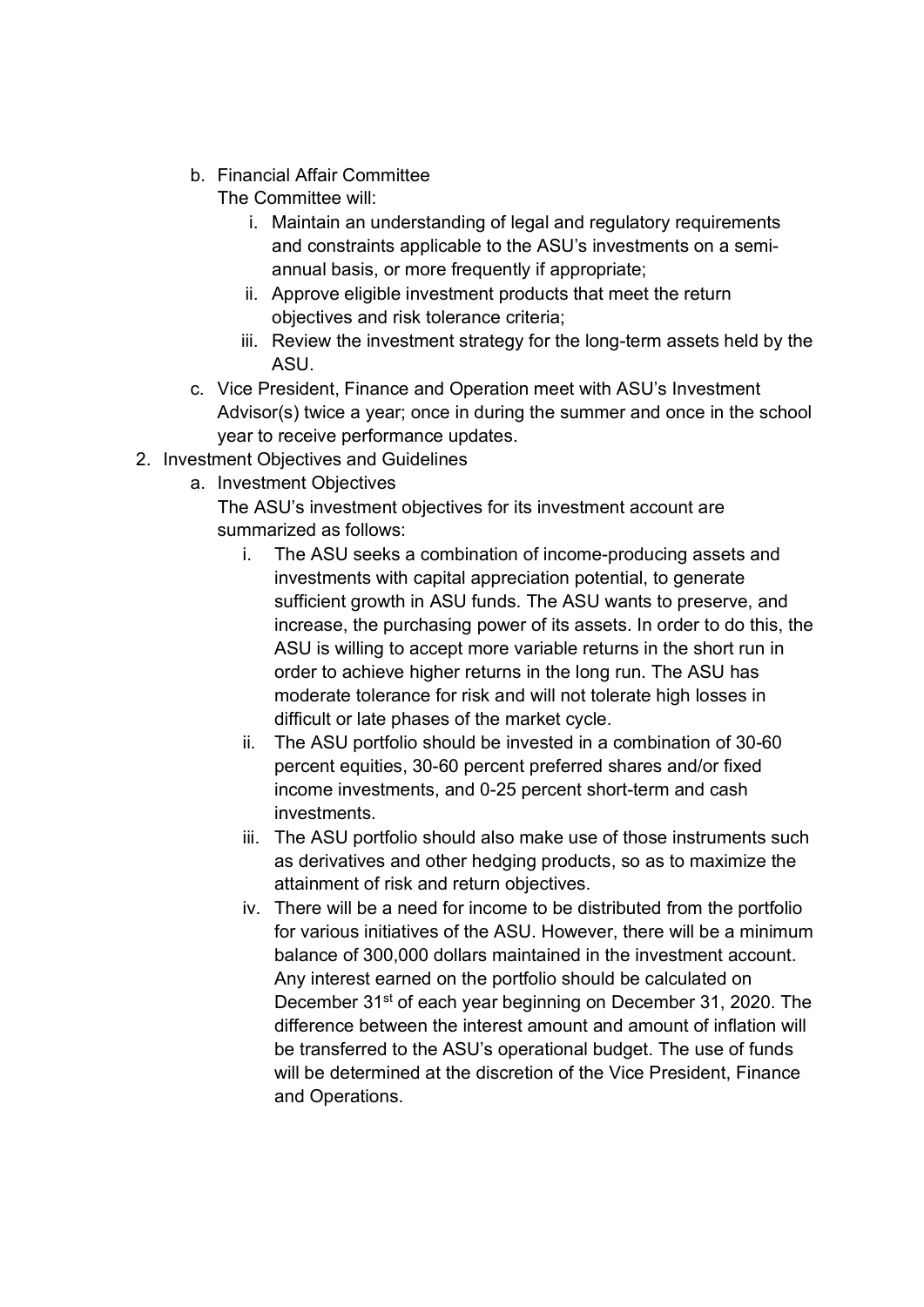b. Financial Affair Committee

   The Committee will:

   i. Maintain an understanding of legal and regulatory requirements and constraints applicable to the ASU's investments on a semi-annual basis, or more frequently if appropriate;
   ii. Approve eligible investment products that meet the return objectives and risk tolerance criteria;
   iii. Review the investment strategy for the long-term assets held by the ASU.

c. Vice President, Finance and Operation meet with ASU's Investment Advisor(s) twice a year; once in during the summer and once in the school year to receive performance updates.

2. Investment Objectives and Guidelines

   a. Investment Objectives

      The ASU's investment objectives for its investment account are summarized as follows:

      i. The ASU seeks a combination of income-producing assets and investments with capital appreciation potential, to generate sufficient growth in ASU funds. The ASU wants to preserve, and increase, the purchasing power of its assets. In order to do this, the ASU is willing to accept more variable returns in the short run in order to achieve higher returns in the long run. The ASU has moderate tolerance for risk and will not tolerate high losses in difficult or late phases of the market cycle.
      ii. The ASU portfolio should be invested in a combination of 30-60 percent equities, 30-60 percent preferred shares and/or fixed income investments, and 0-25 percent short-term and cash investments.
      iii. The ASU portfolio should also make use of those instruments such as derivatives and other hedging products, so as to maximize the attainment of risk and return objectives.
      iv. There will be a need for income to be distributed from the portfolio for various initiatives of the ASU. However, there will be a minimum balance of 300,000 dollars maintained in the investment account. Any interest earned on the portfolio should be calculated on December 31st of each year beginning on December 31, 2020. The difference between the interest amount and amount of inflation will be transferred to the ASU's operational budget. The use of funds will be determined at the discretion of the Vice President, Finance and Operations.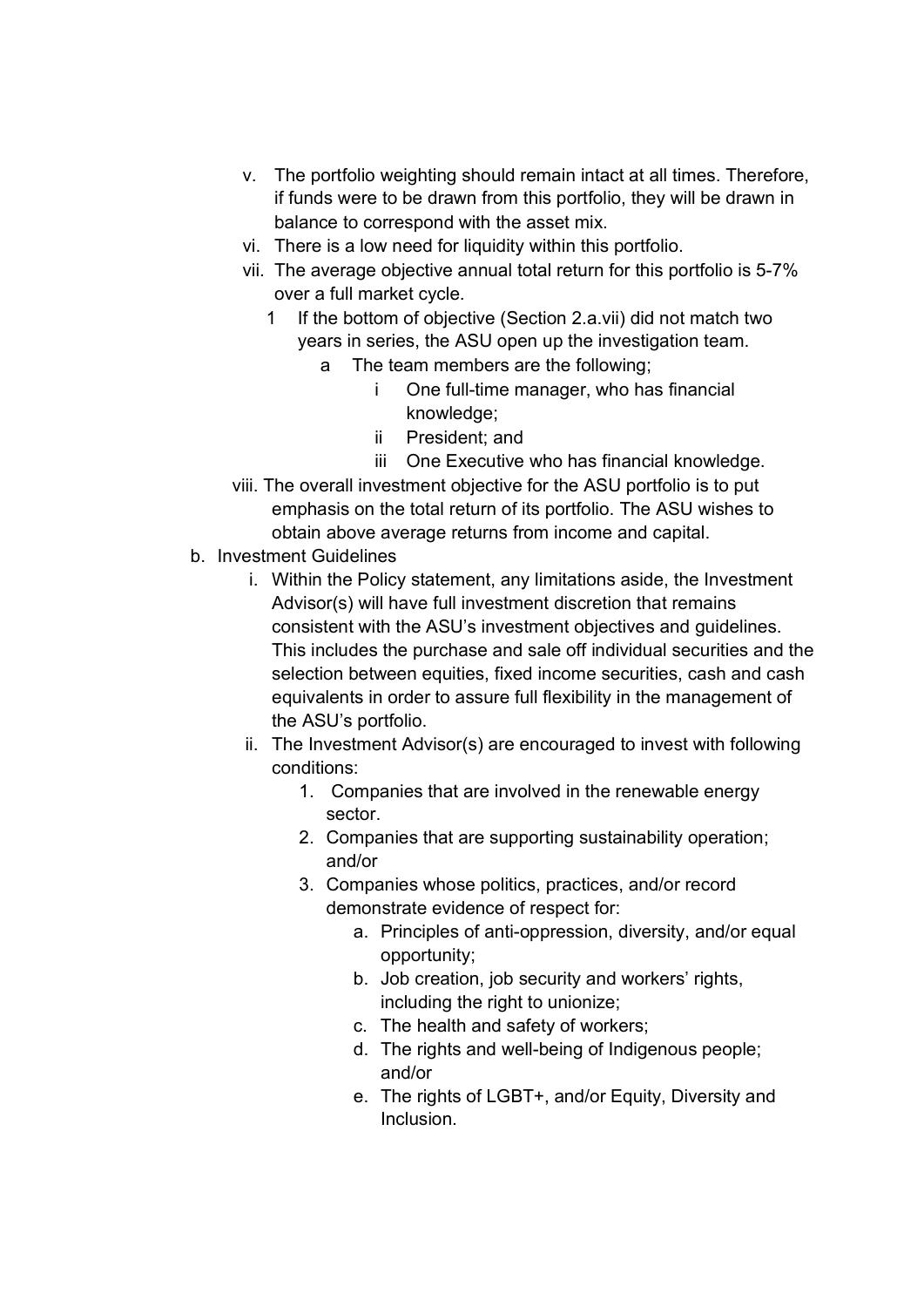- v. The portfolio weighting should remain intact at all times. Therefore, if funds were to be drawn from this portfolio, they will be drawn in balance to correspond with the asset mix.
- vi. There is a low need for liquidity within this portfolio.
- vii. The average objective annual total return for this portfolio is 5-7% over a full market cycle.
  - 1 If the bottom of objective (Section 2.a.vii) did not match two years in series, the ASU open up the investigation team.
    - a The team members are the following;
      - i One full-time manager, who has financial knowledge;
      - ii President; and
      - iii One Executive who has financial knowledge.
- viii. The overall investment objective for the ASU portfolio is to put emphasis on the total return of its portfolio. The ASU wishes to obtain above average returns from income and capital.

b. Investment Guidelines

- i. Within the Policy statement, any limitations aside, the Investment Advisor(s) will have full investment discretion that remains consistent with the ASU's investment objectives and guidelines. This includes the purchase and sale off individual securities and the selection between equities, fixed income securities, cash and cash equivalents in order to assure full flexibility in the management of the ASU's portfolio.
- ii. The Investment Advisor(s) are encouraged to invest with following conditions:
  1. Companies that are involved in the renewable energy sector.
  2. Companies that are supporting sustainability operation; and/or
  3. Companies whose politics, practices, and/or record demonstrate evidence of respect for:
     - a. Principles of anti-oppression, diversity, and/or equal opportunity;
     - b. Job creation, job security and workers' rights, including the right to unionize;
     - c. The health and safety of workers;
     - d. The rights and well-being of Indigenous people; and/or
     - e. The rights of LGBT+, and/or Equity, Diversity and Inclusion.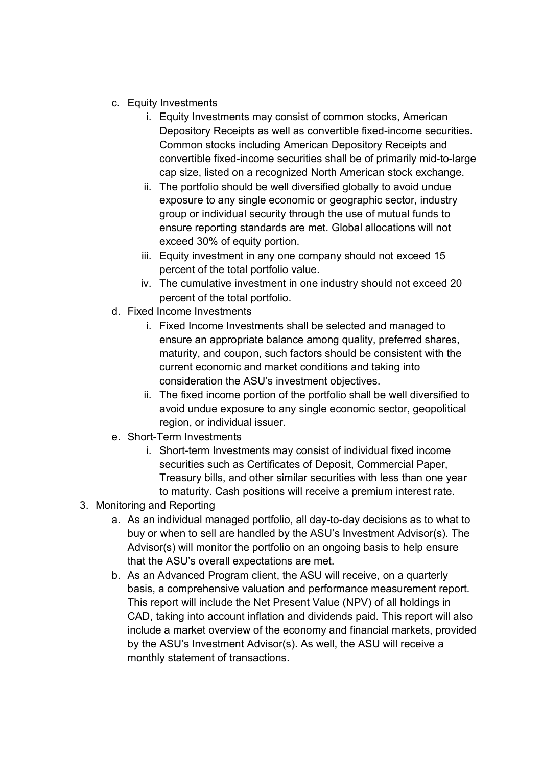c. Equity Investments
    i. Equity Investments may consist of common stocks, American Depository Receipts as well as convertible fixed-income securities. Common stocks including American Depository Receipts and convertible fixed-income securities shall be of primarily mid-to-large cap size, listed on a recognized North American stock exchange.
    ii. The portfolio should be well diversified globally to avoid undue exposure to any single economic or geographic sector, industry group or individual security through the use of mutual funds to ensure reporting standards are met. Global allocations will not exceed 30% of equity portion.
    iii. Equity investment in any one company should not exceed 15 percent of the total portfolio value.
    iv. The cumulative investment in one industry should not exceed 20 percent of the total portfolio.

d. Fixed Income Investments
    i. Fixed Income Investments shall be selected and managed to ensure an appropriate balance among quality, preferred shares, maturity, and coupon, such factors should be consistent with the current economic and market conditions and taking into consideration the ASU's investment objectives.
    ii. The fixed income portion of the portfolio shall be well diversified to avoid undue exposure to any single economic sector, geopolitical region, or individual issuer.

e. Short-Term Investments
    i. Short-term Investments may consist of individual fixed income securities such as Certificates of Deposit, Commercial Paper, Treasury bills, and other similar securities with less than one year to maturity. Cash positions will receive a premium interest rate.

3. Monitoring and Reporting
    a. As an individual managed portfolio, all day-to-day decisions as to what to buy or when to sell are handled by the ASU's Investment Advisor(s). The Advisor(s) will monitor the portfolio on an ongoing basis to help ensure that the ASU's overall expectations are met.
    b. As an Advanced Program client, the ASU will receive, on a quarterly basis, a comprehensive valuation and performance measurement report. This report will include the Net Present Value (NPV) of all holdings in CAD, taking into account inflation and dividends paid. This report will also include a market overview of the economy and financial markets, provided by the ASU's Investment Advisor(s). As well, the ASU will receive a monthly statement of transactions.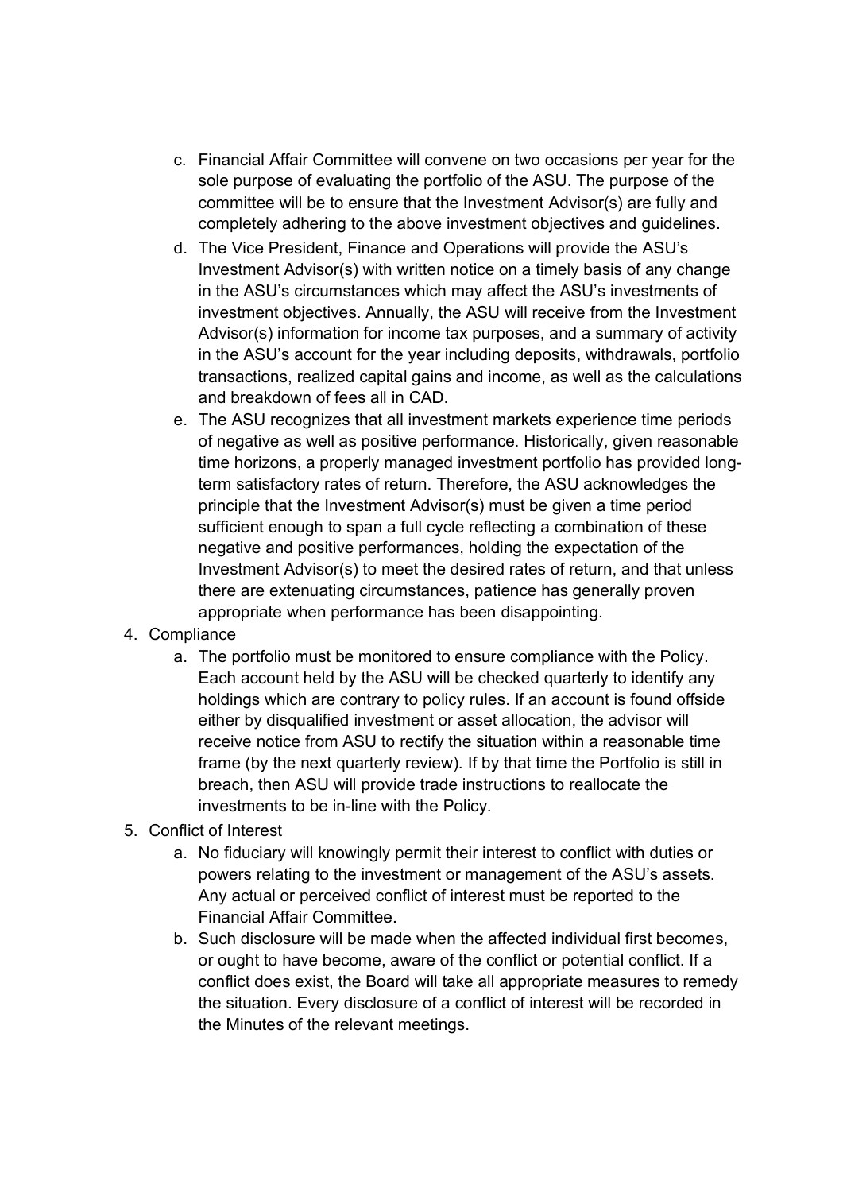c. Financial Affair Committee will convene on two occasions per year for the sole purpose of evaluating the portfolio of the ASU. The purpose of the committee will be to ensure that the Investment Advisor(s) are fully and completely adhering to the above investment objectives and guidelines.

d. The Vice President, Finance and Operations will provide the ASU's Investment Advisor(s) with written notice on a timely basis of any change in the ASU's circumstances which may affect the ASU's investments of investment objectives. Annually, the ASU will receive from the Investment Advisor(s) information for income tax purposes, and a summary of activity in the ASU's account for the year including deposits, withdrawals, portfolio transactions, realized capital gains and income, as well as the calculations and breakdown of fees all in CAD.

e. The ASU recognizes that all investment markets experience time periods of negative as well as positive performance. Historically, given reasonable time horizons, a properly managed investment portfolio has provided long-term satisfactory rates of return. Therefore, the ASU acknowledges the principle that the Investment Advisor(s) must be given a time period sufficient enough to span a full cycle reflecting a combination of these negative and positive performances, holding the expectation of the Investment Advisor(s) to meet the desired rates of return, and that unless there are extenuating circumstances, patience has generally proven appropriate when performance has been disappointing.

4. Compliance
    a. The portfolio must be monitored to ensure compliance with the Policy. Each account held by the ASU will be checked quarterly to identify any holdings which are contrary to policy rules. If an account is found offside either by disqualified investment or asset allocation, the advisor will receive notice from ASU to rectify the situation within a reasonable time frame (by the next quarterly review). If by that time the Portfolio is still in breach, then ASU will provide trade instructions to reallocate the investments to be in-line with the Policy.

5. Conflict of Interest
    a. No fiduciary will knowingly permit their interest to conflict with duties or powers relating to the investment or management of the ASU's assets. Any actual or perceived conflict of interest must be reported to the Financial Affair Committee.
    b. Such disclosure will be made when the affected individual first becomes, or ought to have become, aware of the conflict or potential conflict. If a conflict does exist, the Board will take all appropriate measures to remedy the situation. Every disclosure of a conflict of interest will be recorded in the Minutes of the relevant meetings.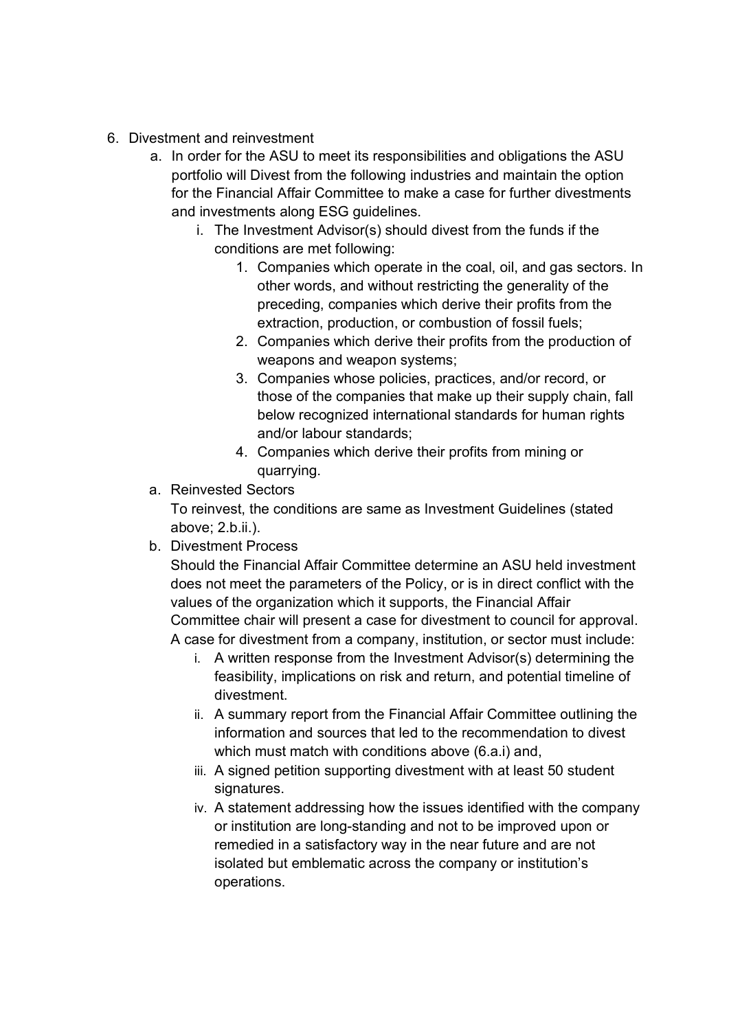6. Divestment and reinvestment
    a. In order for the ASU to meet its responsibilities and obligations the ASU portfolio will Divest from the following industries and maintain the option for the Financial Affair Committee to make a case for further divestments and investments along ESG guidelines.
        i. The Investment Advisor(s) should divest from the funds if the conditions are met following:
            1. Companies which operate in the coal, oil, and gas sectors. In other words, and without restricting the generality of the preceding, companies which derive their profits from the extraction, production, or combustion of fossil fuels;
            2. Companies which derive their profits from the production of weapons and weapon systems;
            3. Companies whose policies, practices, and/or record, or those of the companies that make up their supply chain, fall below recognized international standards for human rights and/or labour standards;
            4. Companies which derive their profits from mining or quarrying.
    a. Reinvested Sectors

       To reinvest, the conditions are same as Investment Guidelines (stated above; 2.b.ii.).
    b. Divestment Process

       Should the Financial Affair Committee determine an ASU held investment does not meet the parameters of the Policy, or is in direct conflict with the values of the organization which it supports, the Financial Affair Committee chair will present a case for divestment to council for approval. A case for divestment from a company, institution, or sector must include:
        i. A written response from the Investment Advisor(s) determining the feasibility, implications on risk and return, and potential timeline of divestment.
        ii. A summary report from the Financial Affair Committee outlining the information and sources that led to the recommendation to divest which must match with conditions above (6.a.i) and,
        iii. A signed petition supporting divestment with at least 50 student signatures.
        iv. A statement addressing how the issues identified with the company or institution are long-standing and not to be improved upon or remedied in a satisfactory way in the near future and are not isolated but emblematic across the company or institution's operations.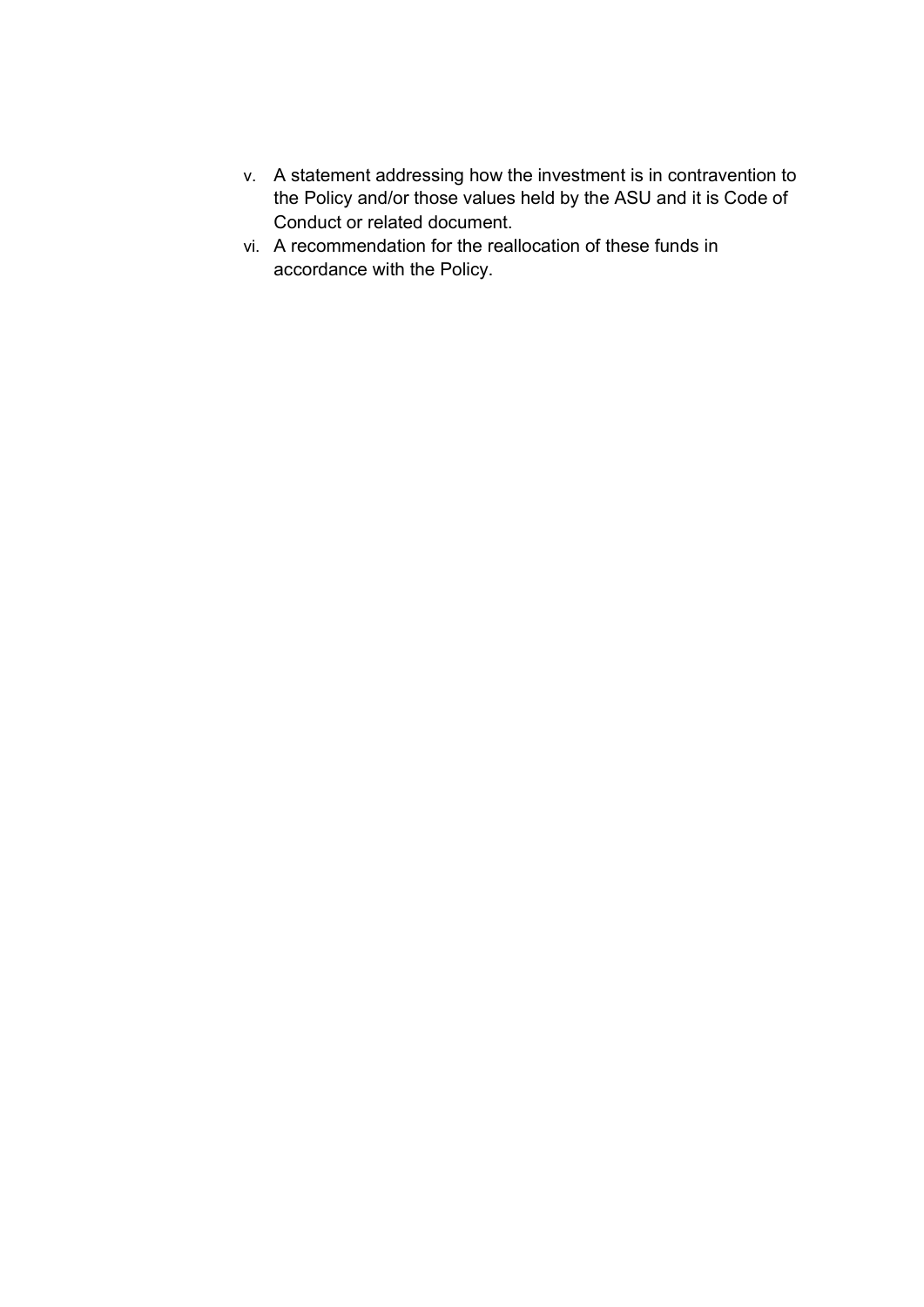v. A statement addressing how the investment is in contravention to the Policy and/or those values held by the ASU and it is Code of Conduct or related document.

vi. A recommendation for the reallocation of these funds in accordance with the Policy.